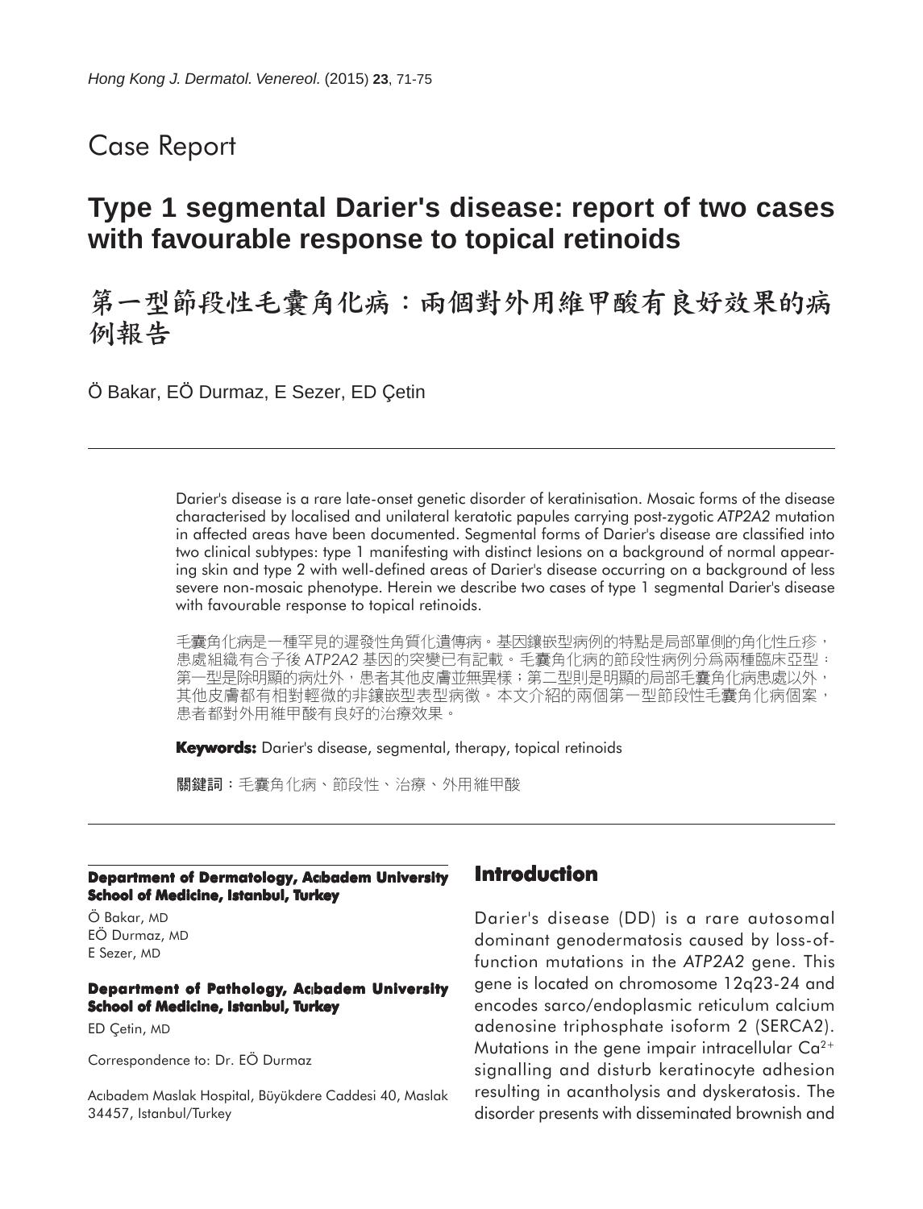Case Report

# Type 1 segmental Darier's disease: report of two cases with favourable response to topical retinoids

# 第一型節段性毛囊角化病：兩個對外用維甲酸有良好效果的病例報告

Ö Bakar, EÖ Durmaz, E Sezer, ED Çetin

Darier's disease is a rare late-onset genetic disorder of keratinisation. Mosaic forms of the disease characterised by localised and unilateral keratotic papules carrying post-zygotic *ATP2A2* mutation in affected areas have been documented. Segmental forms of Darier's disease are classified into two clinical subtypes: type 1 manifesting with distinct lesions on a background of normal appearing skin and type 2 with well-defined areas of Darier's disease occurring on a background of less severe non-mosaic phenotype. Herein we describe two cases of type 1 segmental Darier's disease with favourable response to topical retinoids.

毛囊角化病是一種罕見的遲發性角質化遺傳病。基因鑲嵌型病例的特點是局部單側的角化性丘疹，患處組織有合子後 *ATP2A2* 基因的突變已有記載。毛囊角化病的節段性病例分為兩種臨床亞型：第一型是除明顯的病灶外，患者其他皮膚並無異樣；第二型則是明顯的局部毛囊角化病患處以外，其他皮膚都有相對輕微的非鑲嵌型表型病徵。本文介紹的兩個第一型節段性毛囊角化病個案，患者都對外用維甲酸有良好的治療效果。

**Keywords:** Darier's disease, segmental, therapy, topical retinoids

**關鍵詞**：毛囊角化病、節段性、治療、外用維甲酸

**Department of Dermatology, Acıbadem University School of Medicine, Istanbul, Turkey**

Ö Bakar, MD
EÖ Durmaz, MD
E Sezer, MD

**Department of Pathology, Acıbadem University School of Medicine, Istanbul, Turkey**

ED Çetin, MD

Correspondence to: Dr. EÖ Durmaz

Acıbadem Maslak Hospital, Büyükdere Caddesi 40, Maslak 34457, Istanbul/Turkey

## Introduction

Darier's disease (DD) is a rare autosomal dominant genodermatosis caused by loss-of-function mutations in the *ATP2A2* gene. This gene is located on chromosome 12q23-24 and encodes sarco/endoplasmic reticulum calcium adenosine triphosphate isoform 2 (SERCA2). Mutations in the gene impair intracellular $Ca^{2+}$ signalling and disturb keratinocyte adhesion resulting in acantholysis and dyskeratosis. The disorder presents with disseminated brownish and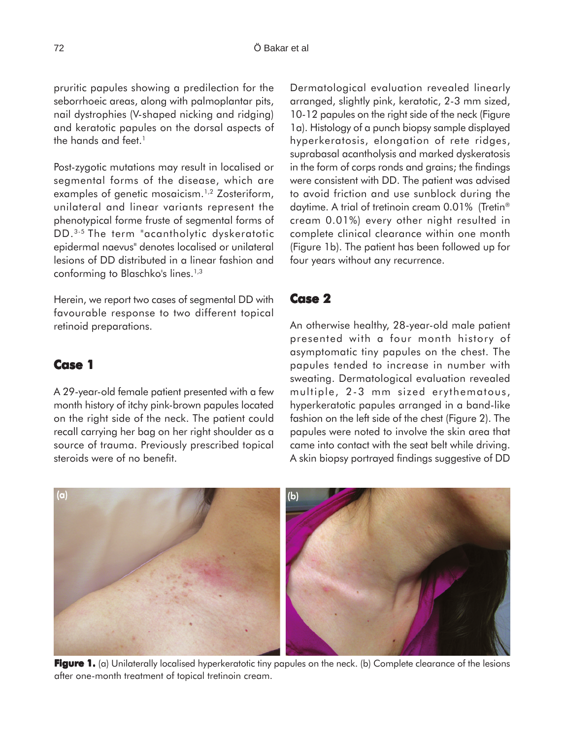pruritic papules showing a predilection for the seborrhoeic areas, along with palmoplantar pits, nail dystrophies (V-shaped nicking and ridging) and keratotic papules on the dorsal aspects of the hands and feet.[1]

Post-zygotic mutations may result in localised or segmental forms of the disease, which are examples of genetic mosaicism.[1,2] Zosteriform, unilateral and linear variants represent the phenotypical forme fruste of segmental forms of DD.[3-5] The term "acantholytic dyskeratotic epidermal naevus" denotes localised or unilateral lesions of DD distributed in a linear fashion and conforming to Blaschko's lines.[1,3]

Herein, we report two cases of segmental DD with favourable response to two different topical retinoid preparations.

## Case 1

A 29-year-old female patient presented with a few month history of itchy pink-brown papules located on the right side of the neck. The patient could recall carrying her bag on her right shoulder as a source of trauma. Previously prescribed topical steroids were of no benefit.

Dermatological evaluation revealed linearly arranged, slightly pink, keratotic, 2-3 mm sized, 10-12 papules on the right side of the neck (Figure 1a). Histology of a punch biopsy sample displayed hyperkeratosis, elongation of rete ridges, suprabasal acantholysis and marked dyskeratosis in the form of corps ronds and grains; the findings were consistent with DD. The patient was advised to avoid friction and use sunblock during the daytime. A trial of tretinoin cream 0.01% (Tretin® cream 0.01%) every other night resulted in complete clinical clearance within one month (Figure 1b). The patient has been followed up for four years without any recurrence.

## Case 2

An otherwise healthy, 28-year-old male patient presented with a four month history of asymptomatic tiny papules on the chest. The papules tended to increase in number with sweating. Dermatological evaluation revealed multiple, 2-3 mm sized erythematous, hyperkeratotic papules arranged in a band-like fashion on the left side of the chest (Figure 2). The papules were noted to involve the skin area that came into contact with the seat belt while driving. A skin biopsy portrayed findings suggestive of DD

**Figure 1.** (a) Unilaterally localised hyperkeratotic tiny papules on the neck. (b) Complete clearance of the lesions after one-month treatment of topical tretinoin cream.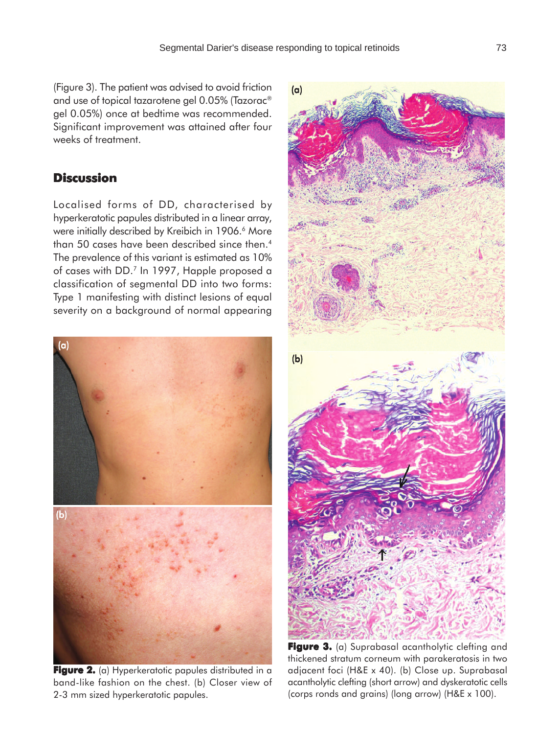(Figure 3). The patient was advised to avoid friction and use of topical tazarotene gel 0.05% (Tazorac® gel 0.05%) once at bedtime was recommended. Significant improvement was attained after four weeks of treatment.

## Discussion

Localised forms of DD, characterised by hyperkeratotic papules distributed in a linear array, were initially described by Kreibich in 1906.[6] More than 50 cases have been described since then.[4] The prevalence of this variant is estimated as 10% of cases with DD.[7] In 1997, Happle proposed a classification of segmental DD into two forms: Type 1 manifesting with distinct lesions of equal severity on a background of normal appearing

**Figure 2.** (a) Hyperkeratotic papules distributed in a band-like fashion on the chest. (b) Closer view of 2-3 mm sized hyperkeratotic papules.

**Figure 3.** (a) Suprabasal acantholytic clefting and thickened stratum corneum with parakeratosis in two adjacent foci (H&E x 40). (b) Close up. Suprabasal acantholytic clefting (short arrow) and dyskeratotic cells (corps ronds and grains) (long arrow) (H&E x 100).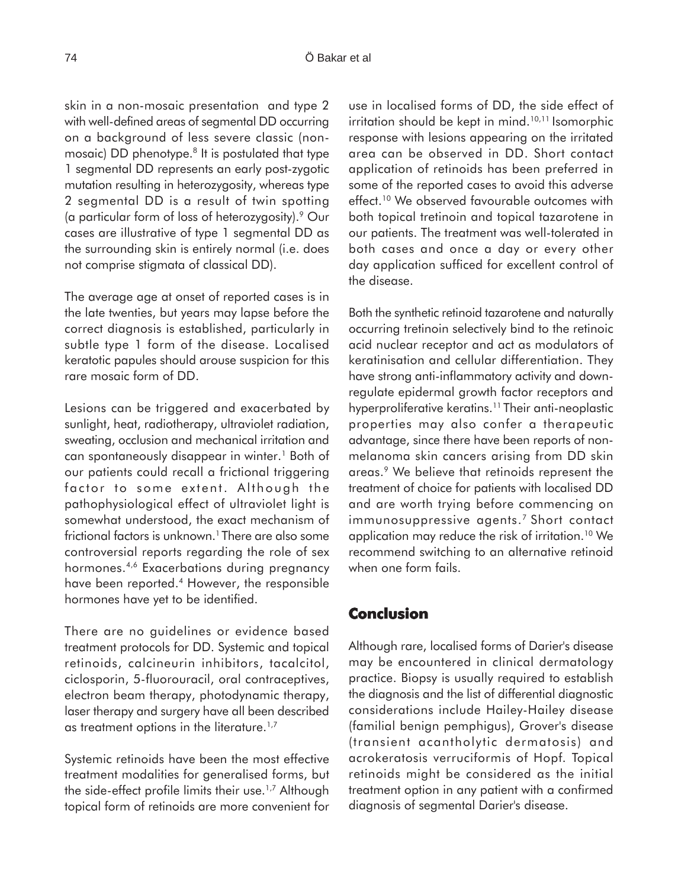skin in a non-mosaic presentation and type 2 with well-defined areas of segmental DD occurring on a background of less severe classic (non-mosaic) DD phenotype.[8] It is postulated that type 1 segmental DD represents an early post-zygotic mutation resulting in heterozygosity, whereas type 2 segmental DD is a result of twin spotting (a particular form of loss of heterozygosity).[9] Our cases are illustrative of type 1 segmental DD as the surrounding skin is entirely normal (i.e. does not comprise stigmata of classical DD).

The average age at onset of reported cases is in the late twenties, but years may lapse before the correct diagnosis is established, particularly in subtle type 1 form of the disease. Localised keratotic papules should arouse suspicion for this rare mosaic form of DD.

Lesions can be triggered and exacerbated by sunlight, heat, radiotherapy, ultraviolet radiation, sweating, occlusion and mechanical irritation and can spontaneously disappear in winter.[1] Both of our patients could recall a frictional triggering factor to some extent. Although the pathophysiological effect of ultraviolet light is somewhat understood, the exact mechanism of frictional factors is unknown.[1] There are also some controversial reports regarding the role of sex hormones.[4,6] Exacerbations during pregnancy have been reported.[4] However, the responsible hormones have yet to be identified.

There are no guidelines or evidence based treatment protocols for DD. Systemic and topical retinoids, calcineurin inhibitors, tacalcitol, ciclosporin, 5-fluorouracil, oral contraceptives, electron beam therapy, photodynamic therapy, laser therapy and surgery have all been described as treatment options in the literature.[1,7]

Systemic retinoids have been the most effective treatment modalities for generalised forms, but the side-effect profile limits their use.[1,7] Although topical form of retinoids are more convenient for use in localised forms of DD, the side effect of irritation should be kept in mind.[10,11] Isomorphic response with lesions appearing on the irritated area can be observed in DD. Short contact application of retinoids has been preferred in some of the reported cases to avoid this adverse effect.[10] We observed favourable outcomes with both topical tretinoin and topical tazarotene in our patients. The treatment was well-tolerated in both cases and once a day or every other day application sufficed for excellent control of the disease.

Both the synthetic retinoid tazarotene and naturally occurring tretinoin selectively bind to the retinoic acid nuclear receptor and act as modulators of keratinisation and cellular differentiation. They have strong anti-inflammatory activity and down-regulate epidermal growth factor receptors and hyperproliferative keratins.[11] Their anti-neoplastic properties may also confer a therapeutic advantage, since there have been reports of non-melanoma skin cancers arising from DD skin areas.[9] We believe that retinoids represent the treatment of choice for patients with localised DD and are worth trying before commencing on immunosuppressive agents.[7] Short contact application may reduce the risk of irritation.[10] We recommend switching to an alternative retinoid when one form fails.

## Conclusion

Although rare, localised forms of Darier's disease may be encountered in clinical dermatology practice. Biopsy is usually required to establish the diagnosis and the list of differential diagnostic considerations include Hailey-Hailey disease (familial benign pemphigus), Grover's disease (transient acantholytic dermatosis) and acrokeratosis verruciformis of Hopf. Topical retinoids might be considered as the initial treatment option in any patient with a confirmed diagnosis of segmental Darier's disease.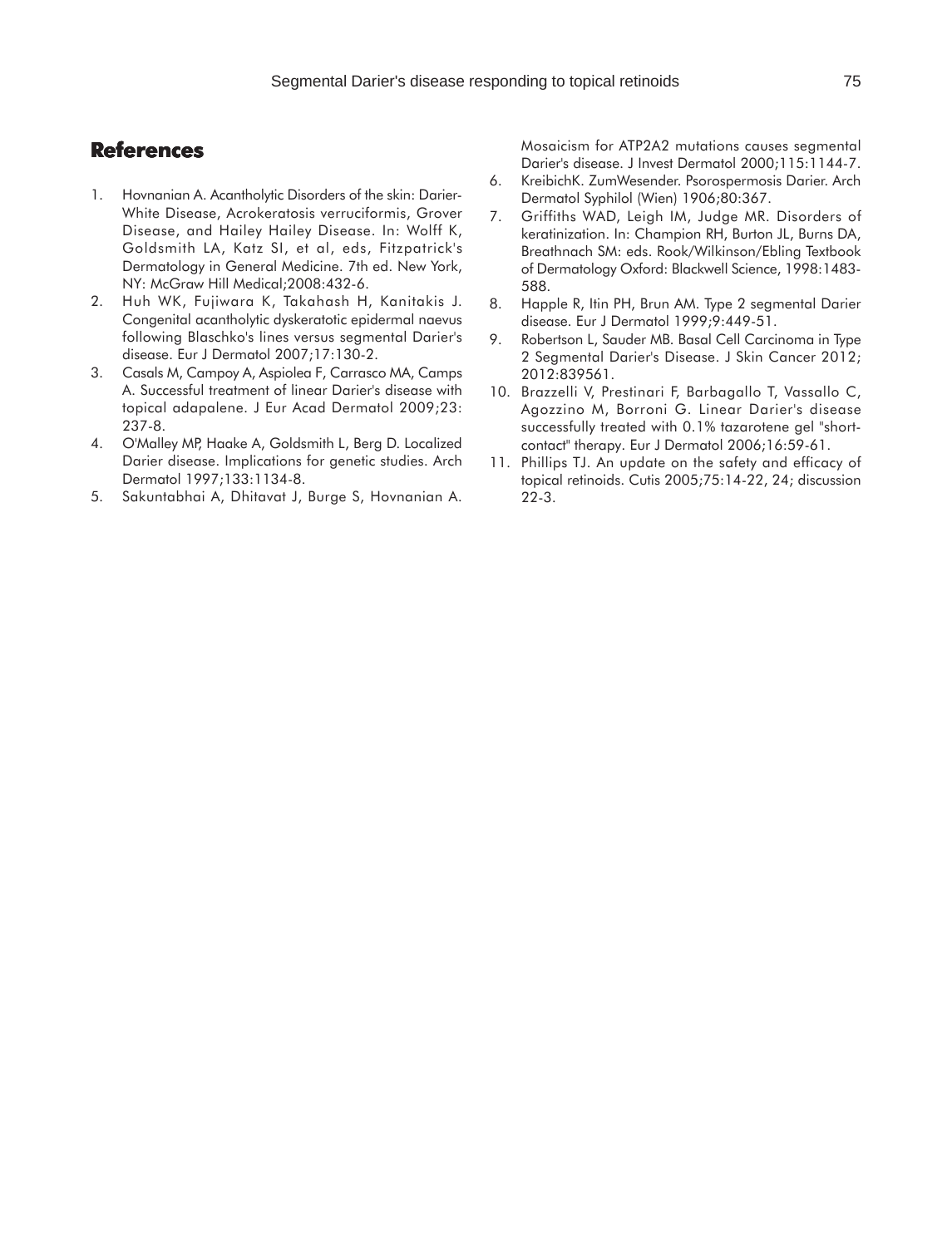## References

1. Hovnanian A. Acantholytic Disorders of the skin: Darier-White Disease, Acrokeratosis verruciformis, Grover Disease, and Hailey Hailey Disease. In: Wolff K, Goldsmith LA, Katz SI, et al, eds, Fitzpatrick's Dermatology in General Medicine. 7th ed. New York, NY: McGraw Hill Medical;2008:432-6.
2. Huh WK, Fujiwara K, Takahash H, Kanitakis J. Congenital acantholytic dyskeratotic epidermal naevus following Blaschko's lines versus segmental Darier's disease. Eur J Dermatol 2007;17:130-2.
3. Casals M, Campoy A, Aspiolea F, Carrasco MA, Camps A. Successful treatment of linear Darier's disease with topical adapalene. J Eur Acad Dermatol 2009;23: 237-8.
4. O'Malley MP, Haake A, Goldsmith L, Berg D. Localized Darier disease. Implications for genetic studies. Arch Dermatol 1997;133:1134-8.
5. Sakuntabhai A, Dhitavat J, Burge S, Hovnanian A. Mosaicism for ATP2A2 mutations causes segmental Darier's disease. J Invest Dermatol 2000;115:1144-7.
6. KreibichK. ZumWesender. Psorospermosis Darier. Arch Dermatol Syphilol (Wien) 1906;80:367.
7. Griffiths WAD, Leigh IM, Judge MR. Disorders of keratinization. In: Champion RH, Burton JL, Burns DA, Breathnach SM: eds. Rook/Wilkinson/Ebling Textbook of Dermatology Oxford: Blackwell Science, 1998:1483-588.
8. Happle R, Itin PH, Brun AM. Type 2 segmental Darier disease. Eur J Dermatol 1999;9:449-51.
9. Robertson L, Sauder MB. Basal Cell Carcinoma in Type 2 Segmental Darier's Disease. J Skin Cancer 2012; 2012:839561.
10. Brazzelli V, Prestinari F, Barbagallo T, Vassallo C, Agozzino M, Borroni G. Linear Darier's disease successfully treated with 0.1% tazarotene gel "short-contact" therapy. Eur J Dermatol 2006;16:59-61.
11. Phillips TJ. An update on the safety and efficacy of topical retinoids. Cutis 2005;75:14-22, 24; discussion 22-3.